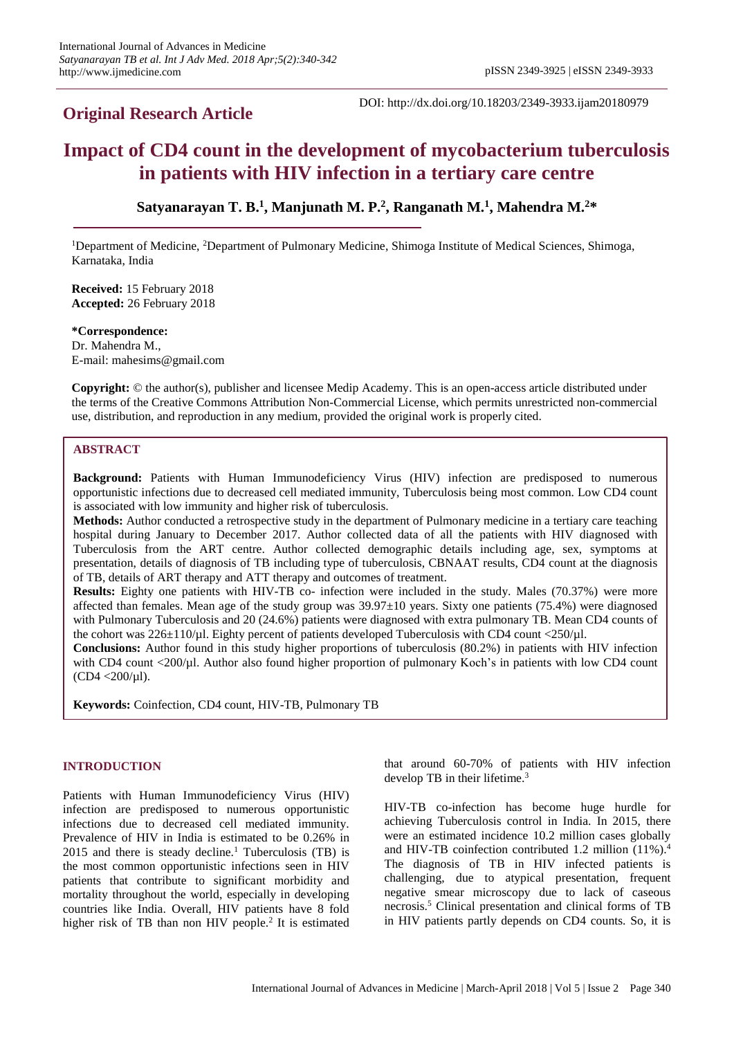**Original Research Article**

DOI: http://dx.doi.org/10.18203/2349-3933.ijam20180979

# Impact of CD4 count in the development of mycobacterium tuberculosis in patients with HIV infection in a tertiary care centre

**Satyanarayan T. B.[1], Manjunath M. P.[2], Ranganath M.[1], Mahendra M.[2]***

[1]Department of Medicine, [2]Department of Pulmonary Medicine, Shimoga Institute of Medical Sciences, Shimoga, Karnataka, India

**Received:** 15 February 2018
**Accepted:** 26 February 2018

**\*Correspondence:**
Dr. Mahendra M.,
E-mail: mahesims@gmail.com

**Copyright:** © the author(s), publisher and licensee Medip Academy. This is an open-access article distributed under the terms of the Creative Commons Attribution Non-Commercial License, which permits unrestricted non-commercial use, distribution, and reproduction in any medium, provided the original work is properly cited.

## ABSTRACT

**Background:** Patients with Human Immunodeficiency Virus (HIV) infection are predisposed to numerous opportunistic infections due to decreased cell mediated immunity, Tuberculosis being most common. Low CD4 count is associated with low immunity and higher risk of tuberculosis.

**Methods:** Author conducted a retrospective study in the department of Pulmonary medicine in a tertiary care teaching hospital during January to December 2017. Author collected data of all the patients with HIV diagnosed with Tuberculosis from the ART centre. Author collected demographic details including age, sex, symptoms at presentation, details of diagnosis of TB including type of tuberculosis, CBNAAT results, CD4 count at the diagnosis of TB, details of ART therapy and ATT therapy and outcomes of treatment.

**Results:** Eighty one patients with HIV-TB co- infection were included in the study. Males (70.37%) were more affected than females. Mean age of the study group was 39.97±10 years. Sixty one patients (75.4%) were diagnosed with Pulmonary Tuberculosis and 20 (24.6%) patients were diagnosed with extra pulmonary TB. Mean CD4 counts of the cohort was 226±110/µl. Eighty percent of patients developed Tuberculosis with CD4 count <250/µl.

**Conclusions:** Author found in this study higher proportions of tuberculosis (80.2%) in patients with HIV infection with CD4 count <200/µl. Author also found higher proportion of pulmonary Koch's in patients with low CD4 count (CD4 <200/µl).

**Keywords:** Coinfection, CD4 count, HIV-TB, Pulmonary TB

## INTRODUCTION

Patients with Human Immunodeficiency Virus (HIV) infection are predisposed to numerous opportunistic infections due to decreased cell mediated immunity. Prevalence of HIV in India is estimated to be 0.26% in 2015 and there is steady decline.[1] Tuberculosis (TB) is the most common opportunistic infections seen in HIV patients that contribute to significant morbidity and mortality throughout the world, especially in developing countries like India. Overall, HIV patients have 8 fold higher risk of TB than non HIV people.[2] It is estimated that around 60-70% of patients with HIV infection develop TB in their lifetime.[3]

HIV-TB co-infection has become huge hurdle for achieving Tuberculosis control in India. In 2015, there were an estimated incidence 10.2 million cases globally and HIV-TB coinfection contributed 1.2 million (11%).[4] The diagnosis of TB in HIV infected patients is challenging, due to atypical presentation, frequent negative smear microscopy due to lack of caseous necrosis.[5] Clinical presentation and clinical forms of TB in HIV patients partly depends on CD4 counts. So, it is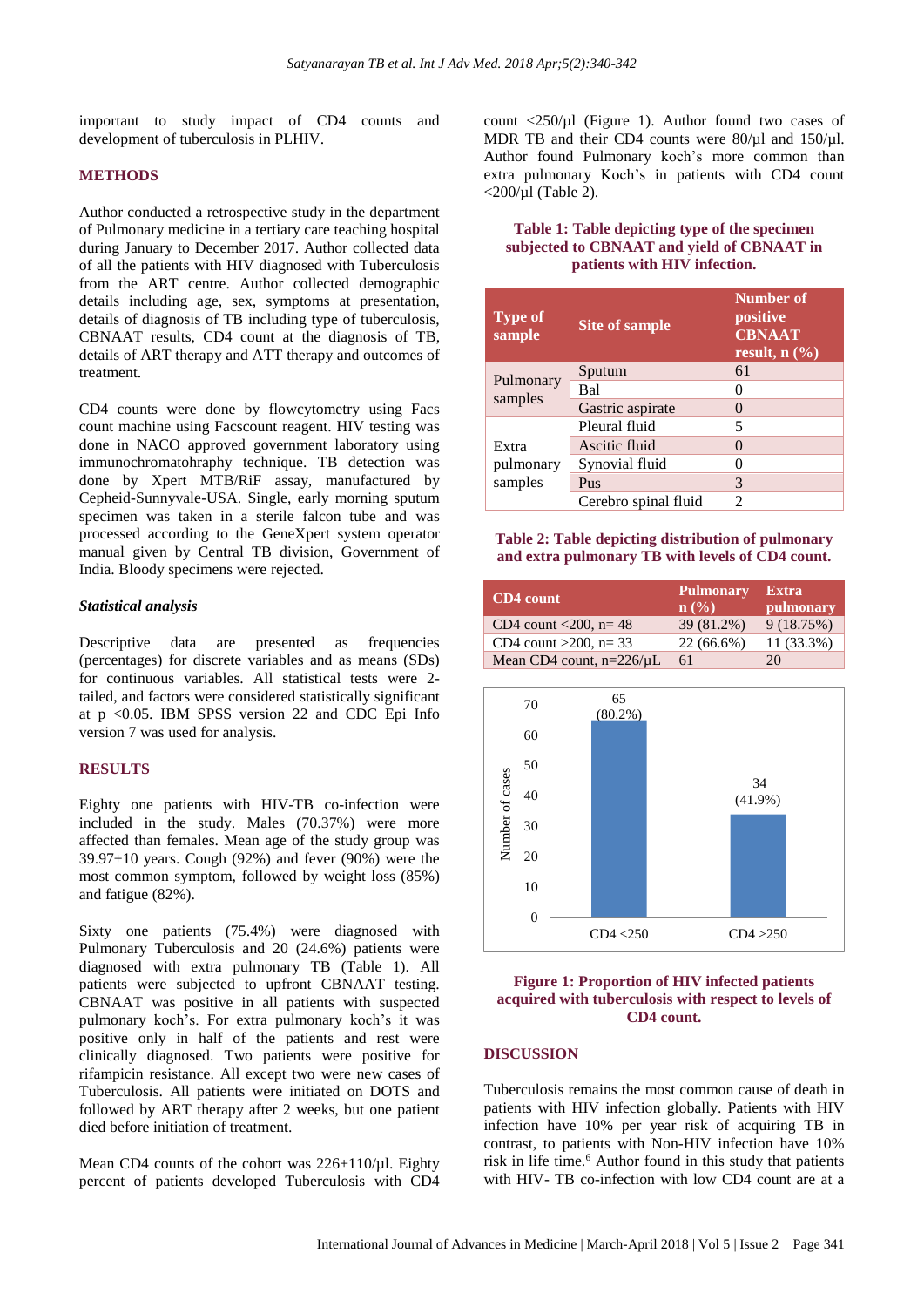important to study impact of CD4 counts and development of tuberculosis in PLHIV.

## METHODS

Author conducted a retrospective study in the department of Pulmonary medicine in a tertiary care teaching hospital during January to December 2017. Author collected data of all the patients with HIV diagnosed with Tuberculosis from the ART centre. Author collected demographic details including age, sex, symptoms at presentation, details of diagnosis of TB including type of tuberculosis, CBNAAT results, CD4 count at the diagnosis of TB, details of ART therapy and ATT therapy and outcomes of treatment.

CD4 counts were done by flowcytometry using Facs count machine using Facscount reagent. HIV testing was done in NACO approved government laboratory using immunochromatohraphy technique. TB detection was done by Xpert MTB/RiF assay, manufactured by Cepheid-Sunnyvale-USA. Single, early morning sputum specimen was taken in a sterile falcon tube and was processed according to the GeneXpert system operator manual given by Central TB division, Government of India. Bloody specimens were rejected.

### *Statistical analysis*

Descriptive data are presented as frequencies (percentages) for discrete variables and as means (SDs) for continuous variables. All statistical tests were 2-tailed, and factors were considered statistically significant at $p < 0.05$. IBM SPSS version 22 and CDC Epi Info version 7 was used for analysis.

## RESULTS

Eighty one patients with HIV-TB co-infection were included in the study. Males (70.37%) were more affected than females. Mean age of the study group was 39.97±10 years. Cough (92%) and fever (90%) were the most common symptom, followed by weight loss (85%) and fatigue (82%).

Sixty one patients (75.4%) were diagnosed with Pulmonary Tuberculosis and 20 (24.6%) patients were diagnosed with extra pulmonary TB (Table 1). All patients were subjected to upfront CBNAAT testing. CBNAAT was positive in all patients with suspected pulmonary koch's. For extra pulmonary koch's it was positive only in half of the patients and rest were clinically diagnosed. Two patients were positive for rifampicin resistance. All except two were new cases of Tuberculosis. All patients were initiated on DOTS and followed by ART therapy after 2 weeks, but one patient died before initiation of treatment.

Mean CD4 counts of the cohort was 226±110/µl. Eighty percent of patients developed Tuberculosis with CD4 count <250/µl (Figure 1). Author found two cases of MDR TB and their CD4 counts were 80/µl and 150/µl. Author found Pulmonary koch's more common than extra pulmonary Koch's in patients with CD4 count <200/µl (Table 2).

**Table 1: Table depicting type of the specimen subjected to CBNAAT and yield of CBNAAT in patients with HIV infection.**

| Type of sample | Site of sample | Number of positive CBNAAT result, n (%) |
|---|---|---|
| Pulmonary samples | Sputum | 61 |
| | Bal | 0 |
| | Gastric aspirate | 0 |
| Extra pulmonary samples | Pleural fluid | 5 |
| | Ascitic fluid | 0 |
| | Synovial fluid | 0 |
| | Pus | 3 |
| | Cerebro spinal fluid | 2 |

**Table 2: Table depicting distribution of pulmonary and extra pulmonary TB with levels of CD4 count.**

| CD4 count | Pulmonary n (%) | Extra pulmonary |
|---|---|---|
| CD4 count <200, n= 48 | 39 (81.2%) | 9 (18.75%) |
| CD4 count >200, n= 33 | 22 (66.6%) | 11 (33.3%) |
| Mean CD4 count, n=226/µL | 61 | 20 |

**Figure 1: Proportion of HIV infected patients acquired with tuberculosis with respect to levels of CD4 count.**

## DISCUSSION

Tuberculosis remains the most common cause of death in patients with HIV infection globally. Patients with HIV infection have 10% per year risk of acquiring TB in contrast, to patients with Non-HIV infection have 10% risk in life time.[6] Author found in this study that patients with HIV- TB co-infection with low CD4 count are at a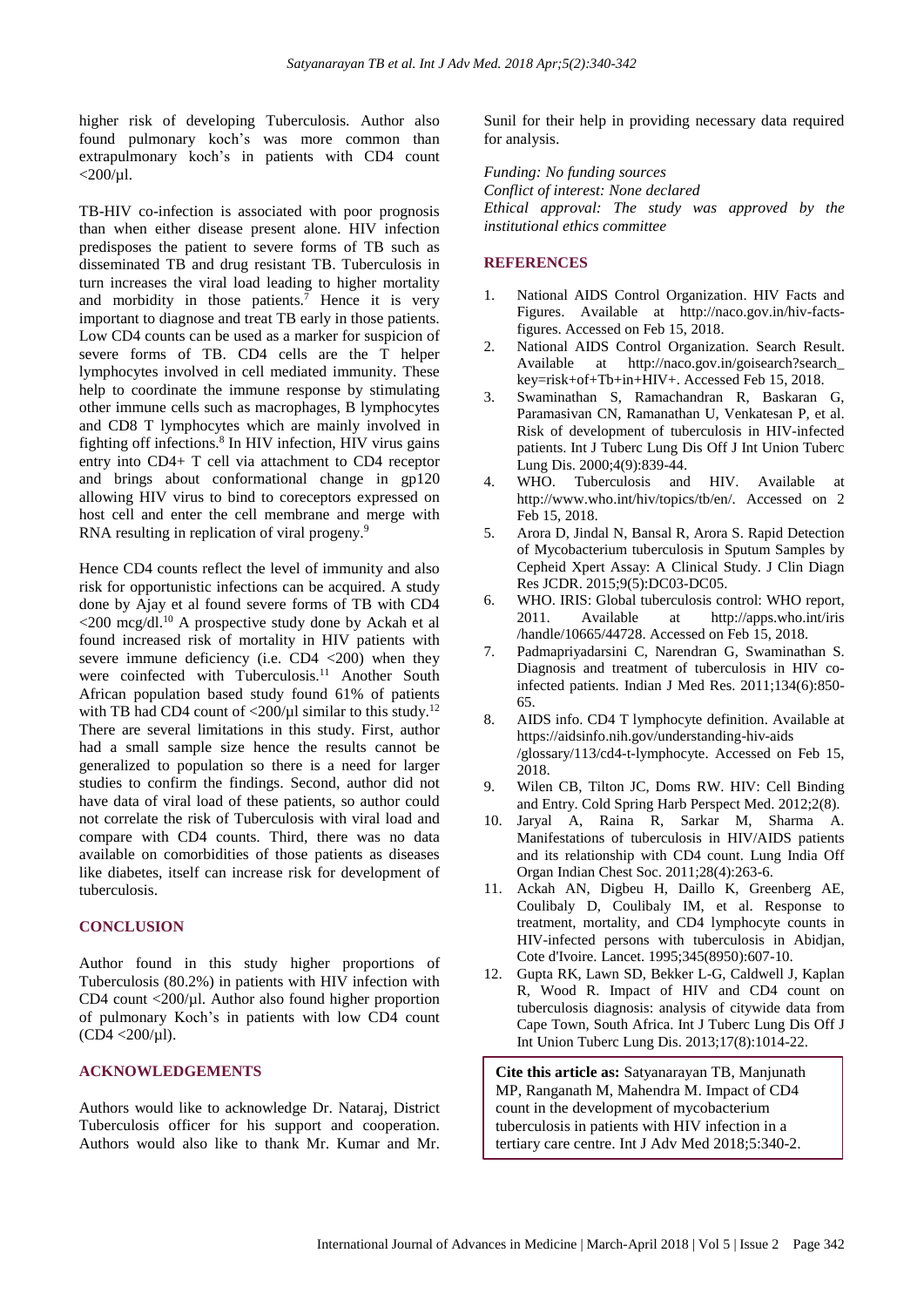higher risk of developing Tuberculosis. Author also found pulmonary koch's was more common than extrapulmonary koch's in patients with CD4 count <200/µl.

TB-HIV co-infection is associated with poor prognosis than when either disease present alone. HIV infection predisposes the patient to severe forms of TB such as disseminated TB and drug resistant TB. Tuberculosis in turn increases the viral load leading to higher mortality and morbidity in those patients.[7] Hence it is very important to diagnose and treat TB early in those patients. Low CD4 counts can be used as a marker for suspicion of severe forms of TB. CD4 cells are the T helper lymphocytes involved in cell mediated immunity. These help to coordinate the immune response by stimulating other immune cells such as macrophages, B lymphocytes and CD8 T lymphocytes which are mainly involved in fighting off infections.[8] In HIV infection, HIV virus gains entry into CD4+ T cell via attachment to CD4 receptor and brings about conformational change in gp120 allowing HIV virus to bind to coreceptors expressed on host cell and enter the cell membrane and merge with RNA resulting in replication of viral progeny.[9]

Hence CD4 counts reflect the level of immunity and also risk for opportunistic infections can be acquired. A study done by Ajay et al found severe forms of TB with CD4 <200 mcg/dl.[10] A prospective study done by Ackah et al found increased risk of mortality in HIV patients with severe immune deficiency (i.e. CD4 <200) when they were coinfected with Tuberculosis.[11] Another South African population based study found 61% of patients with TB had CD4 count of <200/µl similar to this study.[12] There are several limitations in this study. First, author had a small sample size hence the results cannot be generalized to population so there is a need for larger studies to confirm the findings. Second, author did not have data of viral load of these patients, so author could not correlate the risk of Tuberculosis with viral load and compare with CD4 counts. Third, there was no data available on comorbidities of those patients as diseases like diabetes, itself can increase risk for development of tuberculosis.

## CONCLUSION

Author found in this study higher proportions of Tuberculosis (80.2%) in patients with HIV infection with CD4 count <200/µl. Author also found higher proportion of pulmonary Koch's in patients with low CD4 count (CD4 <200/µl).

## ACKNOWLEDGEMENTS

Authors would like to acknowledge Dr. Nataraj, District Tuberculosis officer for his support and cooperation. Authors would also like to thank Mr. Kumar and Mr. Sunil for their help in providing necessary data required for analysis.

*Funding: No funding sources*
*Conflict of interest: None declared*
*Ethical approval: The study was approved by the institutional ethics committee*

## REFERENCES

1. National AIDS Control Organization. HIV Facts and Figures. Available at http://naco.gov.in/hiv-facts-figures. Accessed on Feb 15, 2018.
2. National AIDS Control Organization. Search Result. Available at http://naco.gov.in/goisearch?search_key=risk+of+Tb+in+HIV+. Accessed Feb 15, 2018.
3. Swaminathan S, Ramachandran R, Baskaran G, Paramasivan CN, Ramanathan U, Venkatesan P, et al. Risk of development of tuberculosis in HIV-infected patients. Int J Tuberc Lung Dis Off J Int Union Tuberc Lung Dis. 2000;4(9):839-44.
4. WHO. Tuberculosis and HIV. Available at http://www.who.int/hiv/topics/tb/en/. Accessed on 2 Feb 15, 2018.
5. Arora D, Jindal N, Bansal R, Arora S. Rapid Detection of Mycobacterium tuberculosis in Sputum Samples by Cepheid Xpert Assay: A Clinical Study. J Clin Diagn Res JCDR. 2015;9(5):DC03-DC05.
6. WHO. IRIS: Global tuberculosis control: WHO report, 2011. Available at http://apps.who.int/iris /handle/10665/44728. Accessed on Feb 15, 2018.
7. Padmapriyadarsini C, Narendran G, Swaminathan S. Diagnosis and treatment of tuberculosis in HIV co-infected patients. Indian J Med Res. 2011;134(6):850-65.
8. AIDS info. CD4 T lymphocyte definition. Available at https://aidsinfo.nih.gov/understanding-hiv-aids /glossary/113/cd4-t-lymphocyte. Accessed on Feb 15, 2018.
9. Wilen CB, Tilton JC, Doms RW. HIV: Cell Binding and Entry. Cold Spring Harb Perspect Med. 2012;2(8).
10. Jaryal A, Raina R, Sarkar M, Sharma A. Manifestations of tuberculosis in HIV/AIDS patients and its relationship with CD4 count. Lung India Off Organ Indian Chest Soc. 2011;28(4):263-6.
11. Ackah AN, Digbeu H, Daillo K, Greenberg AE, Coulibaly D, Coulibaly IM, et al. Response to treatment, mortality, and CD4 lymphocyte counts in HIV-infected persons with tuberculosis in Abidjan, Cote d'Ivoire. Lancet. 1995;345(8950):607-10.
12. Gupta RK, Lawn SD, Bekker L-G, Caldwell J, Kaplan R, Wood R. Impact of HIV and CD4 count on tuberculosis diagnosis: analysis of citywide data from Cape Town, South Africa. Int J Tuberc Lung Dis Off J Int Union Tuberc Lung Dis. 2013;17(8):1014-22.

**Cite this article as:** Satyanarayan TB, Manjunath MP, Ranganath M, Mahendra M. Impact of CD4 count in the development of mycobacterium tuberculosis in patients with HIV infection in a tertiary care centre. Int J Adv Med 2018;5:340-2.